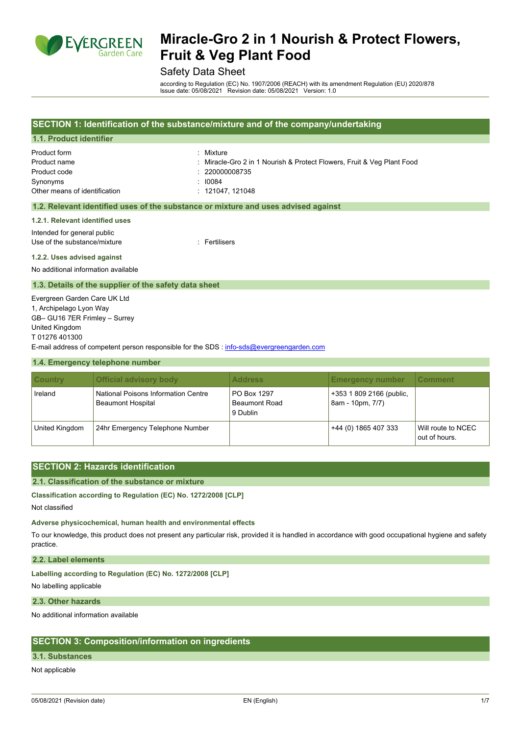# Miracle-Gro 2 in 1 Nourish & Protect Flowers, Fruit & Veg Plant Food

Safety Data Sheet

according to Regulation (EC) No. 1907/2006 (REACH) with its amendment Regulation (EU) 2020/878
Issue date: 05/08/2021 Revision date: 05/08/2021 Version: 1.0

## SECTION 1: Identification of the substance/mixture and of the company/undertaking

### 1.1. Product identifier

Product form : Mixture
Product name : Miracle-Gro 2 in 1 Nourish & Protect Flowers, Fruit & Veg Plant Food
Product code : 220000008735
Synonyms : I0084
Other means of identification : 121047, 121048

### 1.2. Relevant identified uses of the substance or mixture and uses advised against

#### 1.2.1. Relevant identified uses

Intended for general public
Use of the substance/mixture : Fertilisers

#### 1.2.2. Uses advised against

No additional information available

### 1.3. Details of the supplier of the safety data sheet

Evergreen Garden Care UK Ltd
1, Archipelago Lyon Way
GB– GU16 7ER Frimley – Surrey
United Kingdom
T 01276 401300
E-mail address of competent person responsible for the SDS : info-sds@evergreengarden.com

### 1.4. Emergency telephone number

| Country | Official advisory body | Address | Emergency number | Comment |
|---|---|---|---|---|
| Ireland | National Poisons Information Centre Beaumont Hospital | PO Box 1297 Beaumont Road 9 Dublin | +353 1 809 2166 (public, 8am - 10pm, 7/7) | |
| United Kingdom | 24hr Emergency Telephone Number | | +44 (0) 1865 407 333 | Will route to NCEC out of hours. |

## SECTION 2: Hazards identification

### 2.1. Classification of the substance or mixture

**Classification according to Regulation (EC) No. 1272/2008 [CLP]**

Not classified

**Adverse physicochemical, human health and environmental effects**

To our knowledge, this product does not present any particular risk, provided it is handled in accordance with good occupational hygiene and safety practice.

### 2.2. Label elements

**Labelling according to Regulation (EC) No. 1272/2008 [CLP]**

No labelling applicable

### 2.3. Other hazards

No additional information available

## SECTION 3: Composition/information on ingredients

### 3.1. Substances

Not applicable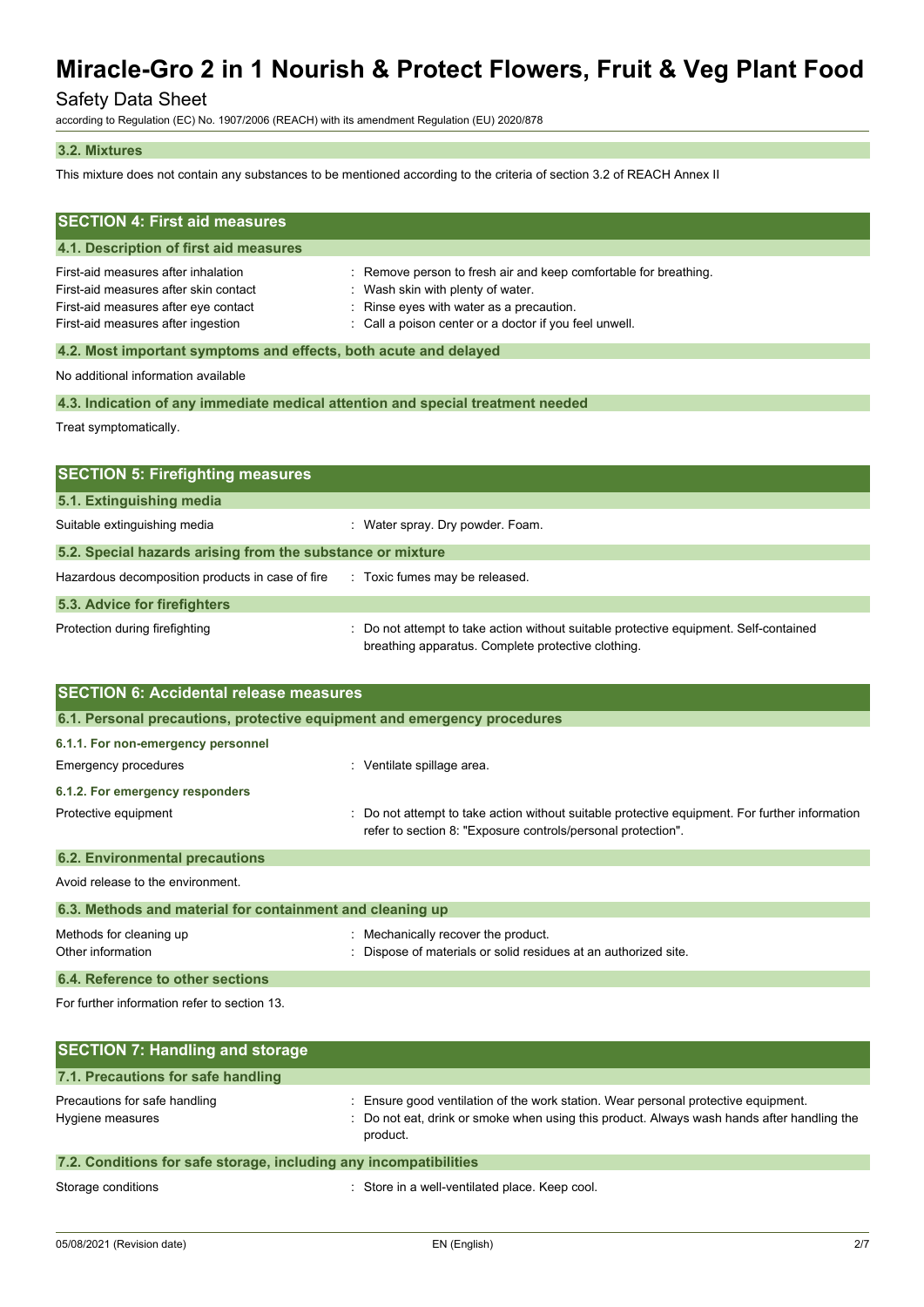### 3.2. Mixtures

This mixture does not contain any substances to be mentioned according to the criteria of section 3.2 of REACH Annex II

## SECTION 4: First aid measures

### 4.1. Description of first aid measures

First-aid measures after inhalation : Remove person to fresh air and keep comfortable for breathing.
First-aid measures after skin contact : Wash skin with plenty of water.
First-aid measures after eye contact : Rinse eyes with water as a precaution.
First-aid measures after ingestion : Call a poison center or a doctor if you feel unwell.

### 4.2. Most important symptoms and effects, both acute and delayed

No additional information available

### 4.3. Indication of any immediate medical attention and special treatment needed

Treat symptomatically.

## SECTION 5: Firefighting measures

### 5.1. Extinguishing media

Suitable extinguishing media : Water spray. Dry powder. Foam.

### 5.2. Special hazards arising from the substance or mixture

Hazardous decomposition products in case of fire : Toxic fumes may be released.

### 5.3. Advice for firefighters

Protection during firefighting : Do not attempt to take action without suitable protective equipment. Self-contained breathing apparatus. Complete protective clothing.

## SECTION 6: Accidental release measures

### 6.1. Personal precautions, protective equipment and emergency procedures

#### 6.1.1. For non-emergency personnel

Emergency procedures : Ventilate spillage area.

#### 6.1.2. For emergency responders

Protective equipment : Do not attempt to take action without suitable protective equipment. For further information refer to section 8: "Exposure controls/personal protection".

### 6.2. Environmental precautions

Avoid release to the environment.

### 6.3. Methods and material for containment and cleaning up

Methods for cleaning up : Mechanically recover the product.
Other information : Dispose of materials or solid residues at an authorized site.

### 6.4. Reference to other sections

For further information refer to section 13.

## SECTION 7: Handling and storage

### 7.1. Precautions for safe handling

Precautions for safe handling : Ensure good ventilation of the work station. Wear personal protective equipment.
Hygiene measures : Do not eat, drink or smoke when using this product. Always wash hands after handling the product.

### 7.2. Conditions for safe storage, including any incompatibilities

Storage conditions : Store in a well-ventilated place. Keep cool.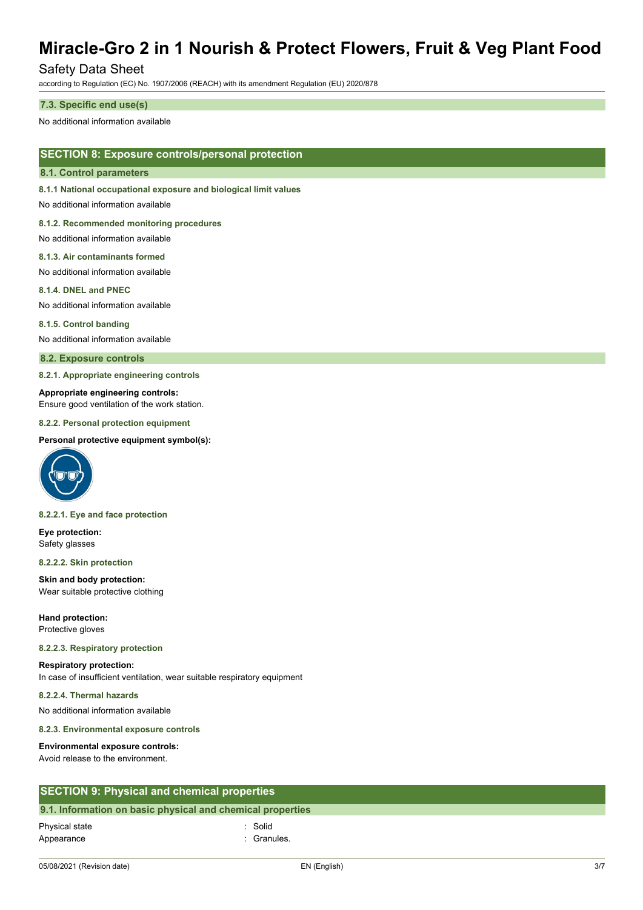### 7.3. Specific end use(s)

No additional information available

## SECTION 8: Exposure controls/personal protection

### 8.1. Control parameters

#### 8.1.1 National occupational exposure and biological limit values

No additional information available

#### 8.1.2. Recommended monitoring procedures

No additional information available

#### 8.1.3. Air contaminants formed

No additional information available

#### 8.1.4. DNEL and PNEC

No additional information available

#### 8.1.5. Control banding

No additional information available

### 8.2. Exposure controls

#### 8.2.1. Appropriate engineering controls

**Appropriate engineering controls:**
Ensure good ventilation of the work station.

#### 8.2.2. Personal protection equipment

**Personal protective equipment symbol(s):**

#### 8.2.2.1. Eye and face protection

**Eye protection:**
Safety glasses

#### 8.2.2.2. Skin protection

**Skin and body protection:**
Wear suitable protective clothing

**Hand protection:**
Protective gloves

#### 8.2.2.3. Respiratory protection

**Respiratory protection:**
In case of insufficient ventilation, wear suitable respiratory equipment

#### 8.2.2.4. Thermal hazards

No additional information available

#### 8.2.3. Environmental exposure controls

**Environmental exposure controls:**
Avoid release to the environment.

## SECTION 9: Physical and chemical properties

### 9.1. Information on basic physical and chemical properties

| | |
|---|---|
| Physical state | : Solid |
| Appearance | : Granules. |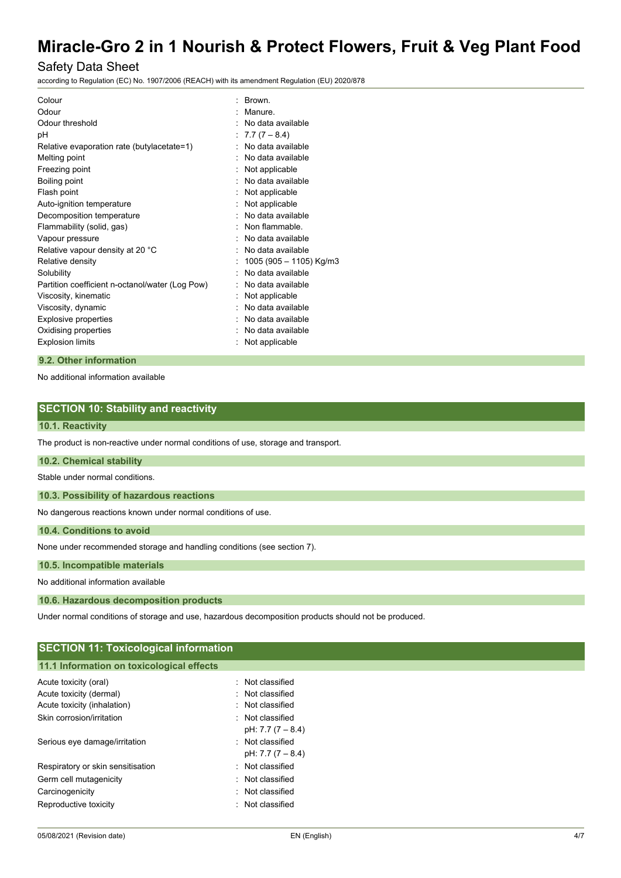| | |
|---|---|
| Colour | : Brown. |
| Odour | : Manure. |
| Odour threshold | : No data available |
| pH | : 7.7 (7 – 8.4) |
| Relative evaporation rate (butylacetate=1) | : No data available |
| Melting point | : No data available |
| Freezing point | : Not applicable |
| Boiling point | : No data available |
| Flash point | : Not applicable |
| Auto-ignition temperature | : Not applicable |
| Decomposition temperature | : No data available |
| Flammability (solid, gas) | : Non flammable. |
| Vapour pressure | : No data available |
| Relative vapour density at 20 °C | : No data available |
| Relative density | : 1005 (905 – 1105) Kg/m3 |
| Solubility | : No data available |
| Partition coefficient n-octanol/water (Log Pow) | : No data available |
| Viscosity, kinematic | : Not applicable |
| Viscosity, dynamic | : No data available |
| Explosive properties | : No data available |
| Oxidising properties | : No data available |
| Explosion limits | : Not applicable |

### 9.2. Other information

No additional information available

## SECTION 10: Stability and reactivity

### 10.1. Reactivity

The product is non-reactive under normal conditions of use, storage and transport.

### 10.2. Chemical stability

Stable under normal conditions.

### 10.3. Possibility of hazardous reactions

No dangerous reactions known under normal conditions of use.

### 10.4. Conditions to avoid

None under recommended storage and handling conditions (see section 7).

### 10.5. Incompatible materials

No additional information available

### 10.6. Hazardous decomposition products

Under normal conditions of storage and use, hazardous decomposition products should not be produced.

## SECTION 11: Toxicological information

### 11.1 Information on toxicological effects

| | |
|---|---|
| Acute toxicity (oral) | : Not classified |
| Acute toxicity (dermal) | : Not classified |
| Acute toxicity (inhalation) | : Not classified |
| Skin corrosion/irritation | : Not classified<br>pH: 7.7 (7 – 8.4) |
| Serious eye damage/irritation | : Not classified<br>pH: 7.7 (7 – 8.4) |
| Respiratory or skin sensitisation | : Not classified |
| Germ cell mutagenicity | : Not classified |
| Carcinogenicity | : Not classified |
| Reproductive toxicity | : Not classified |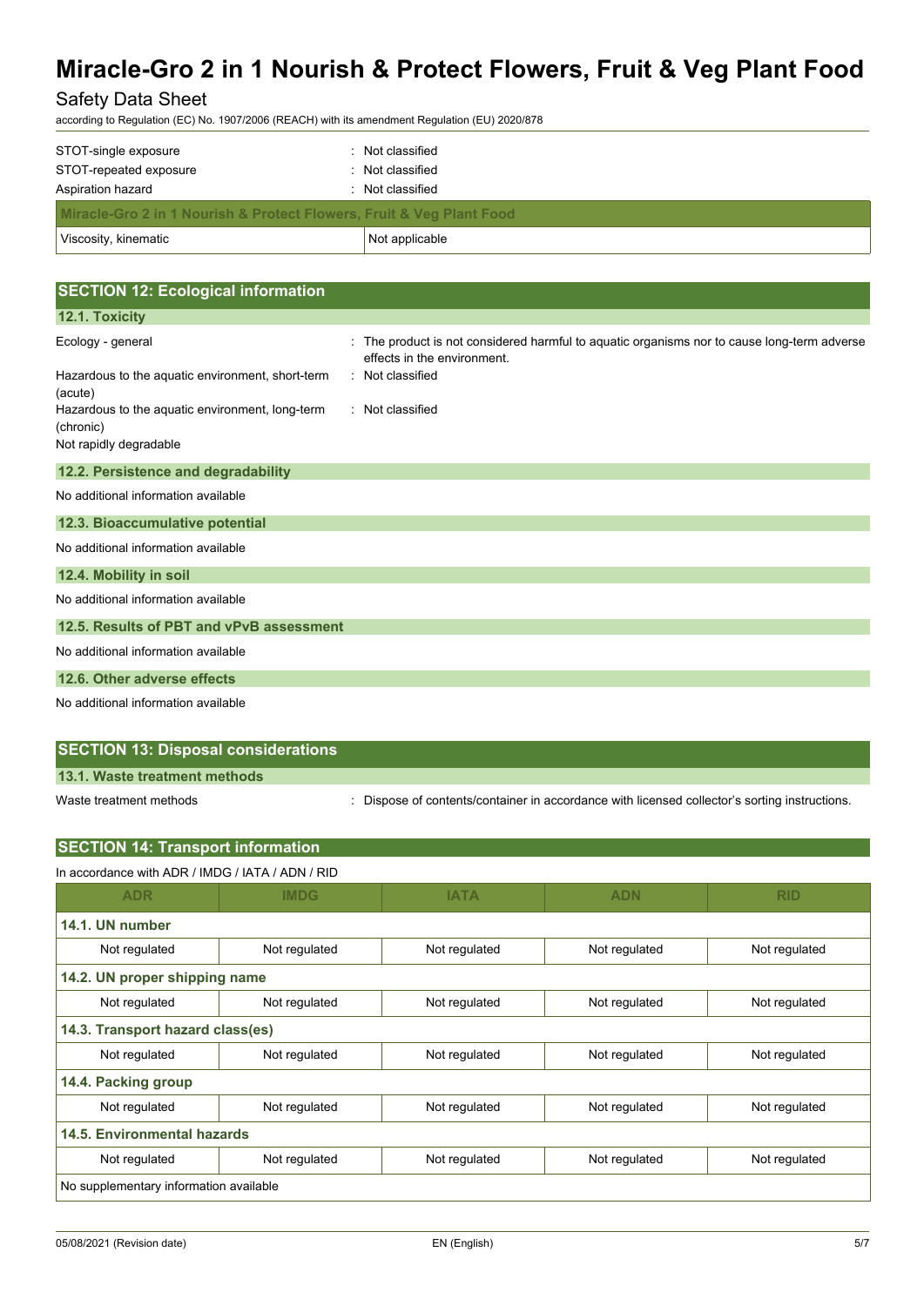| | |
|---|---|
| STOT-single exposure | : Not classified |
| STOT-repeated exposure | : Not classified |
| Aspiration hazard | : Not classified |

| Miracle-Gro 2 in 1 Nourish & Protect Flowers, Fruit & Veg Plant Food | |
|---|---|
| Viscosity, kinematic | Not applicable |

## SECTION 12: Ecological information

### 12.1. Toxicity

| | |
|---|---|
| Ecology - general | : The product is not considered harmful to aquatic organisms nor to cause long-term adverse effects in the environment. |
| Hazardous to the aquatic environment, short-term (acute) | : Not classified |
| Hazardous to the aquatic environment, long-term (chronic) | : Not classified |

Not rapidly degradable

### 12.2. Persistence and degradability

No additional information available

### 12.3. Bioaccumulative potential

No additional information available

### 12.4. Mobility in soil

No additional information available

### 12.5. Results of PBT and vPvB assessment

No additional information available

### 12.6. Other adverse effects

No additional information available

## SECTION 13: Disposal considerations

### 13.1. Waste treatment methods

| | |
|---|---|
| Waste treatment methods | : Dispose of contents/container in accordance with licensed collector's sorting instructions. |

## SECTION 14: Transport information

In accordance with ADR / IMDG / IATA / ADN / RID

| ADR | IMDG | IATA | ADN | RID |
|---|---|---|---|---|
| **14.1. UN number** | | | | |
| Not regulated | Not regulated | Not regulated | Not regulated | Not regulated |
| **14.2. UN proper shipping name** | | | | |
| Not regulated | Not regulated | Not regulated | Not regulated | Not regulated |
| **14.3. Transport hazard class(es)** | | | | |
| Not regulated | Not regulated | Not regulated | Not regulated | Not regulated |
| **14.4. Packing group** | | | | |
| Not regulated | Not regulated | Not regulated | Not regulated | Not regulated |
| **14.5. Environmental hazards** | | | | |
| Not regulated | Not regulated | Not regulated | Not regulated | Not regulated |
| No supplementary information available | | | | |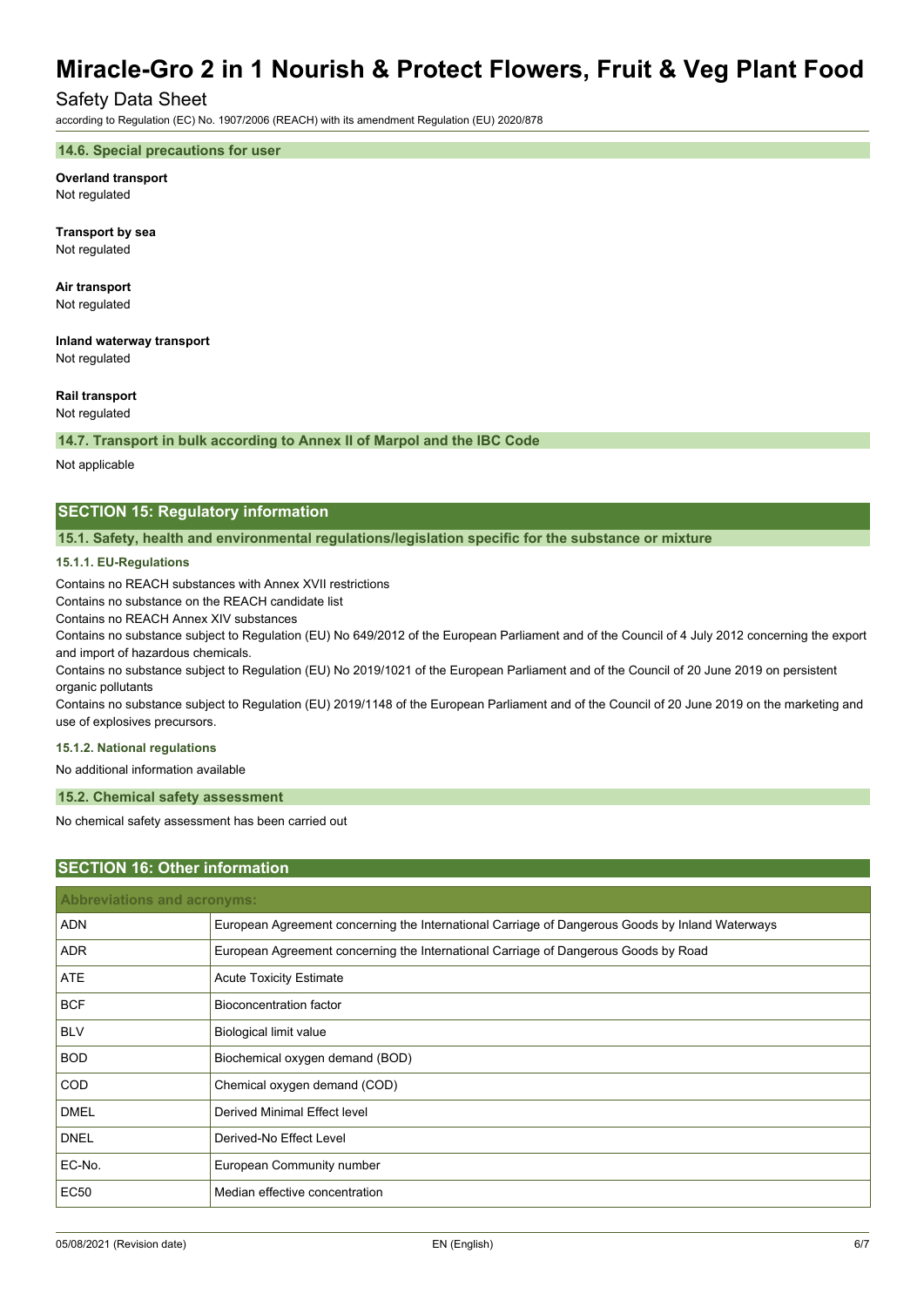#### 14.6. Special precautions for user

**Overland transport**
Not regulated

**Transport by sea**
Not regulated

**Air transport**
Not regulated

**Inland waterway transport**
Not regulated

**Rail transport**
Not regulated

#### 14.7. Transport in bulk according to Annex II of Marpol and the IBC Code

Not applicable

## SECTION 15: Regulatory information

### 15.1. Safety, health and environmental regulations/legislation specific for the substance or mixture

#### 15.1.1. EU-Regulations

Contains no REACH substances with Annex XVII restrictions
Contains no substance on the REACH candidate list
Contains no REACH Annex XIV substances
Contains no substance subject to Regulation (EU) No 649/2012 of the European Parliament and of the Council of 4 July 2012 concerning the export and import of hazardous chemicals.
Contains no substance subject to Regulation (EU) No 2019/1021 of the European Parliament and of the Council of 20 June 2019 on persistent organic pollutants
Contains no substance subject to Regulation (EU) 2019/1148 of the European Parliament and of the Council of 20 June 2019 on the marketing and use of explosives precursors.

#### 15.1.2. National regulations

No additional information available

### 15.2. Chemical safety assessment

No chemical safety assessment has been carried out

## SECTION 16: Other information

| Abbreviations and acronyms: | |
|---|---|
| ADN | European Agreement concerning the International Carriage of Dangerous Goods by Inland Waterways |
| ADR | European Agreement concerning the International Carriage of Dangerous Goods by Road |
| ATE | Acute Toxicity Estimate |
| BCF | Bioconcentration factor |
| BLV | Biological limit value |
| BOD | Biochemical oxygen demand (BOD) |
| COD | Chemical oxygen demand (COD) |
| DMEL | Derived Minimal Effect level |
| DNEL | Derived-No Effect Level |
| EC-No. | European Community number |
| EC50 | Median effective concentration |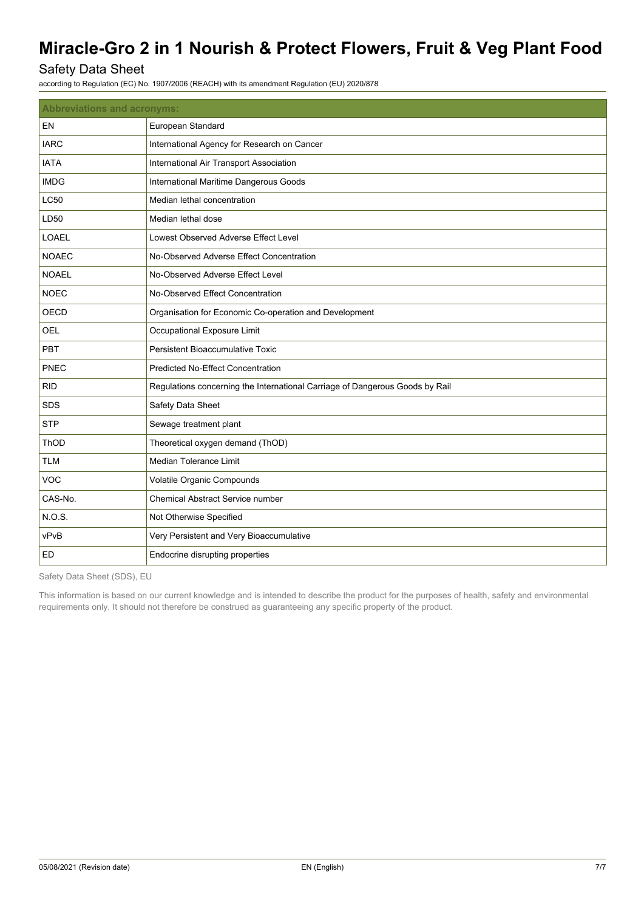| Abbreviations and acronyms: | |
|---|---|
| EN | European Standard |
| IARC | International Agency for Research on Cancer |
| IATA | International Air Transport Association |
| IMDG | International Maritime Dangerous Goods |
| LC50 | Median lethal concentration |
| LD50 | Median lethal dose |
| LOAEL | Lowest Observed Adverse Effect Level |
| NOAEC | No-Observed Adverse Effect Concentration |
| NOAEL | No-Observed Adverse Effect Level |
| NOEC | No-Observed Effect Concentration |
| OECD | Organisation for Economic Co-operation and Development |
| OEL | Occupational Exposure Limit |
| PBT | Persistent Bioaccumulative Toxic |
| PNEC | Predicted No-Effect Concentration |
| RID | Regulations concerning the International Carriage of Dangerous Goods by Rail |
| SDS | Safety Data Sheet |
| STP | Sewage treatment plant |
| ThOD | Theoretical oxygen demand (ThOD) |
| TLM | Median Tolerance Limit |
| VOC | Volatile Organic Compounds |
| CAS-No. | Chemical Abstract Service number |
| N.O.S. | Not Otherwise Specified |
| vPvB | Very Persistent and Very Bioaccumulative |
| ED | Endocrine disrupting properties |

Safety Data Sheet (SDS), EU

This information is based on our current knowledge and is intended to describe the product for the purposes of health, safety and environmental requirements only. It should not therefore be construed as guaranteeing any specific property of the product.